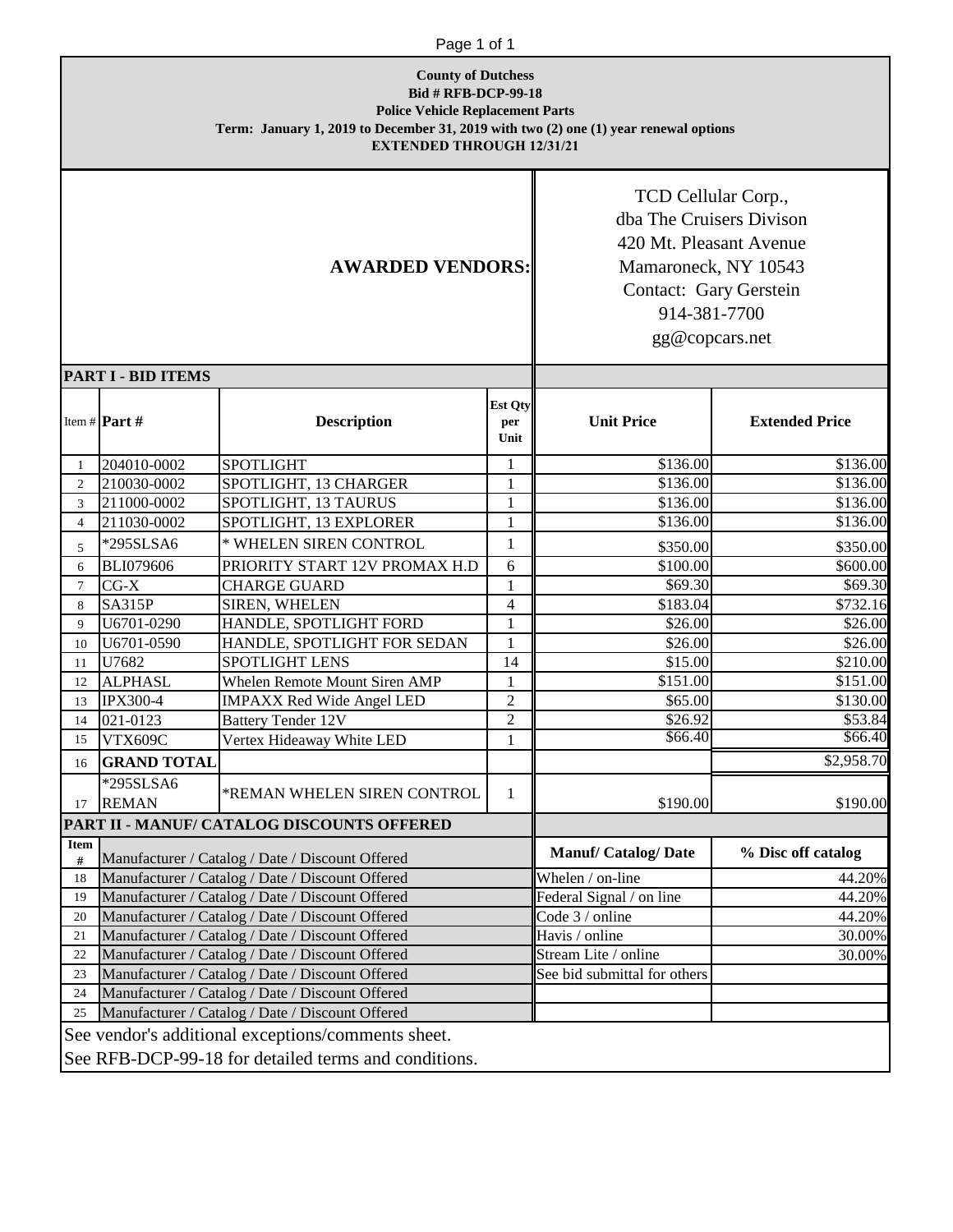**County of Dutchess**
**Bid # RFB-DCP-99-18**
**Police Vehicle Replacement Parts**
**Term: January 1, 2019 to December 31, 2019 with two (2) one (1) year renewal options**
**EXTENDED THROUGH 12/31/21**

## AWARDED VENDORS:

TCD Cellular Corp.,
dba The Cruisers Divison
420 Mt. Pleasant Avenue
Mamaroneck, NY 10543
Contact: Gary Gerstein
914-381-7700
gg@copcars.net

### PART I - BID ITEMS

| Item # | Part # | Description | Est Qty per Unit | Unit Price | Extended Price |
|---|---|---|---|---|---|
| 1 | 204010-0002 | SPOTLIGHT | 1 | $136.00 | $136.00 |
| 2 | 210030-0002 | SPOTLIGHT, 13 CHARGER | 1 | $136.00 | $136.00 |
| 3 | 211000-0002 | SPOTLIGHT, 13 TAURUS | 1 | $136.00 | $136.00 |
| 4 | 211030-0002 | SPOTLIGHT, 13 EXPLORER | 1 | $136.00 | $136.00 |
| 5 | *295SLSA6 | * WHELEN SIREN CONTROL | 1 | $350.00 | $350.00 |
| 6 | BLI079606 | PRIORITY START 12V PROMAX H.D | 6 | $100.00 | $600.00 |
| 7 | CG-X | CHARGE GUARD | 1 | $69.30 | $69.30 |
| 8 | SA315P | SIREN, WHELEN | 4 | $183.04 | $732.16 |
| 9 | U6701-0290 | HANDLE, SPOTLIGHT FORD | 1 | $26.00 | $26.00 |
| 10 | U6701-0590 | HANDLE, SPOTLIGHT FOR SEDAN | 1 | $26.00 | $26.00 |
| 11 | U7682 | SPOTLIGHT LENS | 14 | $15.00 | $210.00 |
| 12 | ALPHASL | Whelen Remote Mount Siren AMP | 1 | $151.00 | $151.00 |
| 13 | IPX300-4 | IMPAXX Red Wide Angel LED | 2 | $65.00 | $130.00 |
| 14 | 021-0123 | Battery Tender 12V | 2 | $26.92 | $53.84 |
| 15 | VTX609C | Vertex Hideaway White LED | 1 | $66.40 | $66.40 |
| 16 | **GRAND TOTAL** | | | | $2,958.70 |
| 17 | *295SLSA6 REMAN | *REMAN WHELEN SIREN CONTROL | 1 | $190.00 | $190.00 |

### PART II - MANUF/ CATALOG DISCOUNTS OFFERED

| Item # | | Manuf/ Catalog/ Date | % Disc off catalog |
|---|---|---|---|
| 18 | Manufacturer / Catalog / Date / Discount Offered | Whelen / on-line | 44.20% |
| 19 | Manufacturer / Catalog / Date / Discount Offered | Federal Signal / on line | 44.20% |
| 20 | Manufacturer / Catalog / Date / Discount Offered | Code 3 / online | 44.20% |
| 21 | Manufacturer / Catalog / Date / Discount Offered | Havis / online | 30.00% |
| 22 | Manufacturer / Catalog / Date / Discount Offered | Stream Lite / online | 30.00% |
| 23 | Manufacturer / Catalog / Date / Discount Offered | See bid submittal for others | |
| 24 | Manufacturer / Catalog / Date / Discount Offered | | |
| 25 | Manufacturer / Catalog / Date / Discount Offered | | |

See vendor's additional exceptions/comments sheet.

See RFB-DCP-99-18 for detailed terms and conditions.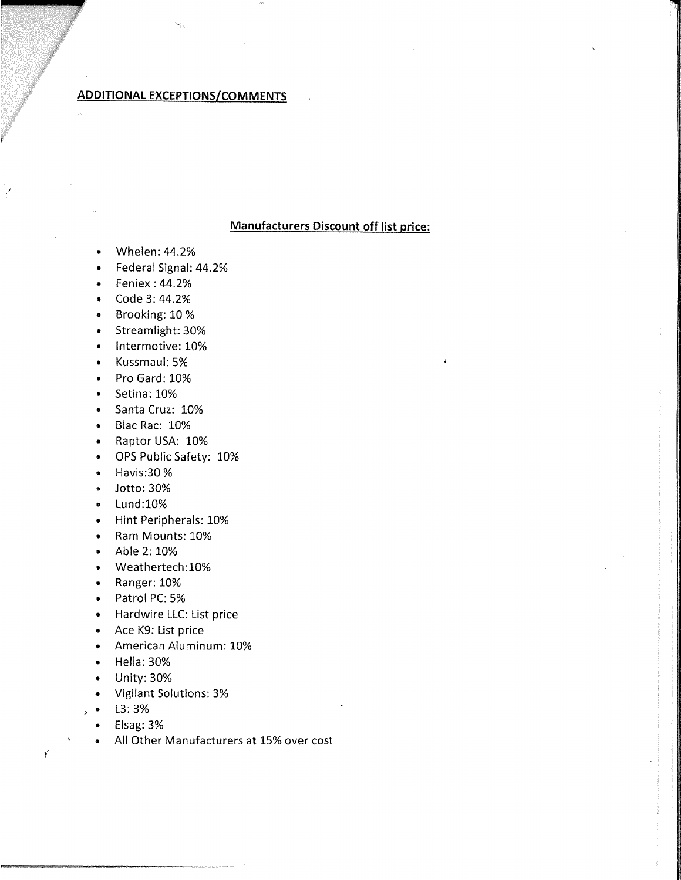**ADDITIONAL EXCEPTIONS/COMMENTS**

**Manufacturers Discount off list price:**

- Whelen: 44.2%
- Federal Signal: 44.2%
- Feniex : 44.2%
- Code 3: 44.2%
- Brooking: 10 %
- Streamlight: 30%
- Intermotive: 10%
- Kussmaul: 5%
- Pro Gard: 10%
- Setina: 10%
- Santa Cruz: 10%
- Blac Rac: 10%
- Raptor USA: 10%
- OPS Public Safety: 10%
- Havis:30 %
- Jotto: 30%
- Lund:10%
- Hint Peripherals: 10%
- Ram Mounts: 10%
- Able 2: 10%
- Weathertech:10%
- Ranger: 10%
- Patrol PC: 5%
- Hardwire LLC: List price
- Ace K9: List price
- American Aluminum: 10%
- Hella: 30%
- Unity: 30%
- Vigilant Solutions: 3%
- L3: 3%
- Elsag: 3%
- All Other Manufacturers at 15% over cost